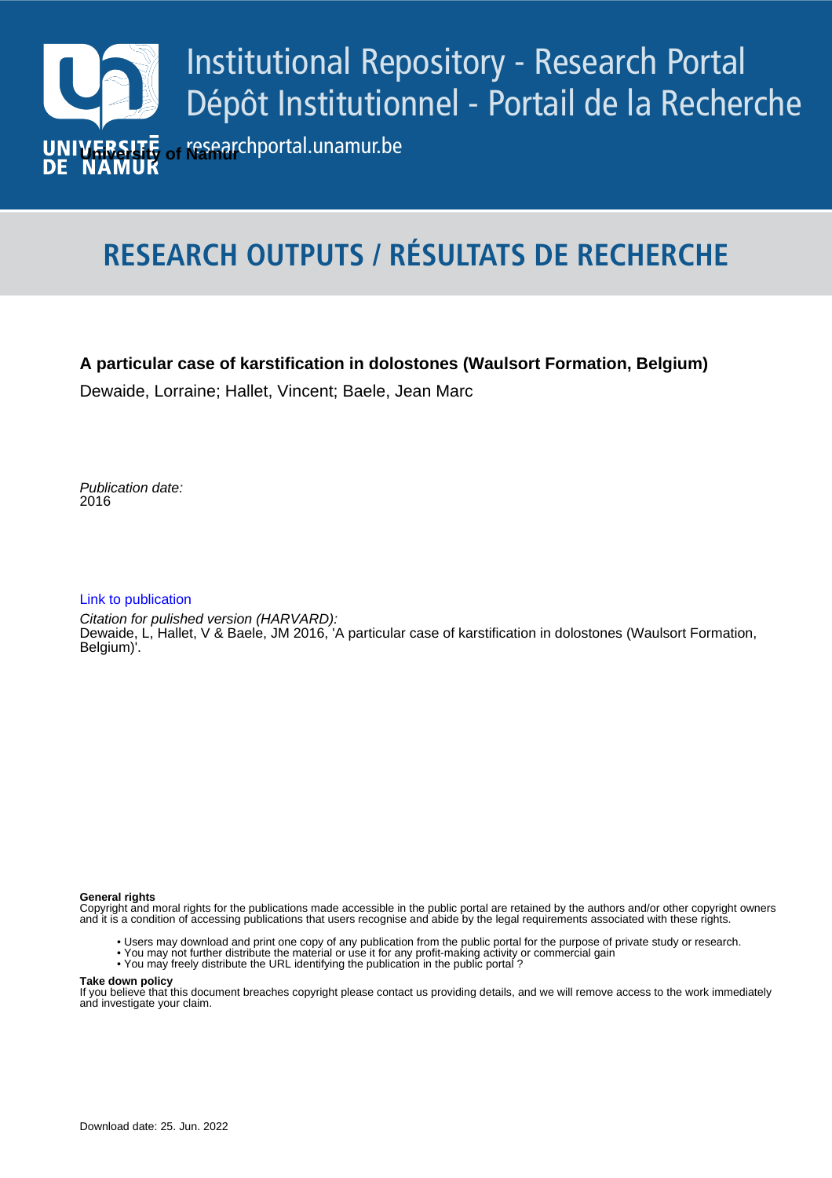Institutional Repository - Research Portal
Dépôt Institutionnel - Portail de la Recherche

researchportal.unamur.be

University of Namur

# RESEARCH OUTPUTS / RÉSULTATS DE RECHERCHE

**A particular case of karstification in dolostones (Waulsort Formation, Belgium)**

Dewaide, Lorraine; Hallet, Vincent; Baele, Jean Marc

*Publication date:*
2016

Link to publication

*Citation for pulished version (HARVARD):*
Dewaide, L, Hallet, V & Baele, JM 2016, 'A particular case of karstification in dolostones (Waulsort Formation, Belgium)'.

**General rights**
Copyright and moral rights for the publications made accessible in the public portal are retained by the authors and/or other copyright owners and it is a condition of accessing publications that users recognise and abide by the legal requirements associated with these rights.

- Users may download and print one copy of any publication from the public portal for the purpose of private study or research.
- You may not further distribute the material or use it for any profit-making activity or commercial gain
- You may freely distribute the URL identifying the publication in the public portal ?

**Take down policy**
If you believe that this document breaches copyright please contact us providing details, and we will remove access to the work immediately and investigate your claim.

Download date: 25. Jun. 2022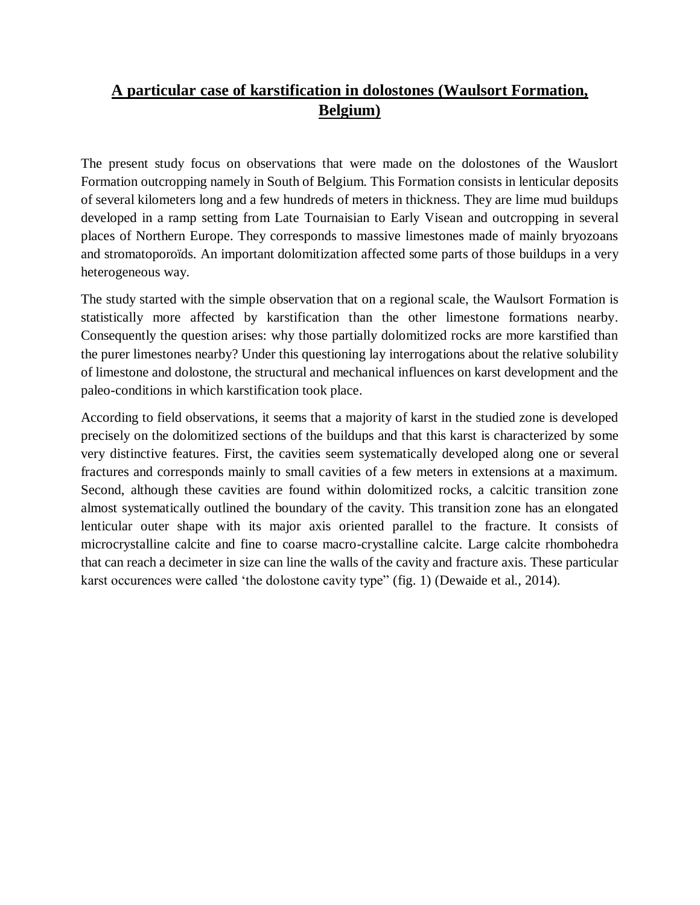# A particular case of karstification in dolostones (Waulsort Formation, Belgium)

The present study focus on observations that were made on the dolostones of the Wauslort Formation outcropping namely in South of Belgium. This Formation consists in lenticular deposits of several kilometers long and a few hundreds of meters in thickness. They are lime mud buildups developed in a ramp setting from Late Tournaisian to Early Visean and outcropping in several places of Northern Europe. They corresponds to massive limestones made of mainly bryozoans and stromatoporoïds. An important dolomitization affected some parts of those buildups in a very heterogeneous way.

The study started with the simple observation that on a regional scale, the Waulsort Formation is statistically more affected by karstification than the other limestone formations nearby. Consequently the question arises: why those partially dolomitized rocks are more karstified than the purer limestones nearby? Under this questioning lay interrogations about the relative solubility of limestone and dolostone, the structural and mechanical influences on karst development and the paleo-conditions in which karstification took place.

According to field observations, it seems that a majority of karst in the studied zone is developed precisely on the dolomitized sections of the buildups and that this karst is characterized by some very distinctive features. First, the cavities seem systematically developed along one or several fractures and corresponds mainly to small cavities of a few meters in extensions at a maximum. Second, although these cavities are found within dolomitized rocks, a calcitic transition zone almost systematically outlined the boundary of the cavity. This transition zone has an elongated lenticular outer shape with its major axis oriented parallel to the fracture. It consists of microcrystalline calcite and fine to coarse macro-crystalline calcite. Large calcite rhombohedra that can reach a decimeter in size can line the walls of the cavity and fracture axis. These particular karst occurences were called 'the dolostone cavity type" (fig. 1) (Dewaide et al., 2014).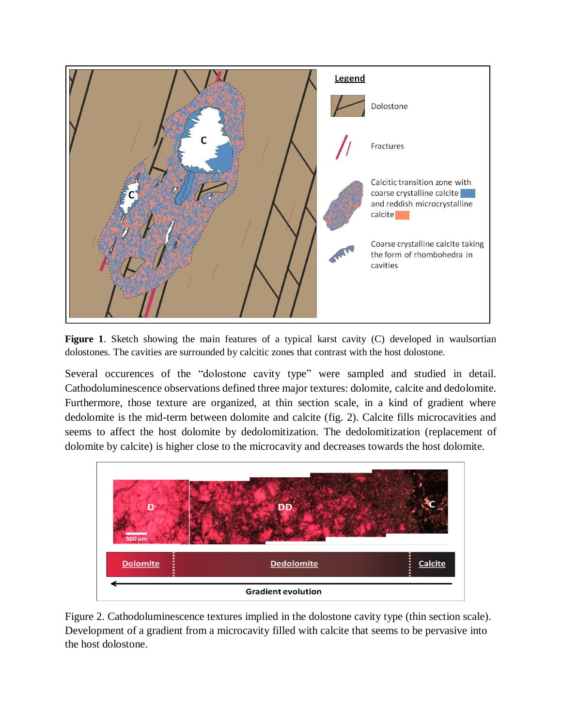**Figure 1**. Sketch showing the main features of a typical karst cavity (C) developed in waulsortian dolostones. The cavities are surrounded by calcitic zones that contrast with the host dolostone.

Several occurences of the "dolostone cavity type" were sampled and studied in detail. Cathodoluminescence observations defined three major textures: dolomite, calcite and dedolomite. Furthermore, those texture are organized, at thin section scale, in a kind of gradient where dedolomite is the mid-term between dolomite and calcite (fig. 2). Calcite fills microcavities and seems to affect the host dolomite by dedolomitization. The dedolomitization (replacement of dolomite by calcite) is higher close to the microcavity and decreases towards the host dolomite.

Figure 2. Cathodoluminescence textures implied in the dolostone cavity type (thin section scale). Development of a gradient from a microcavity filled with calcite that seems to be pervasive into the host dolostone.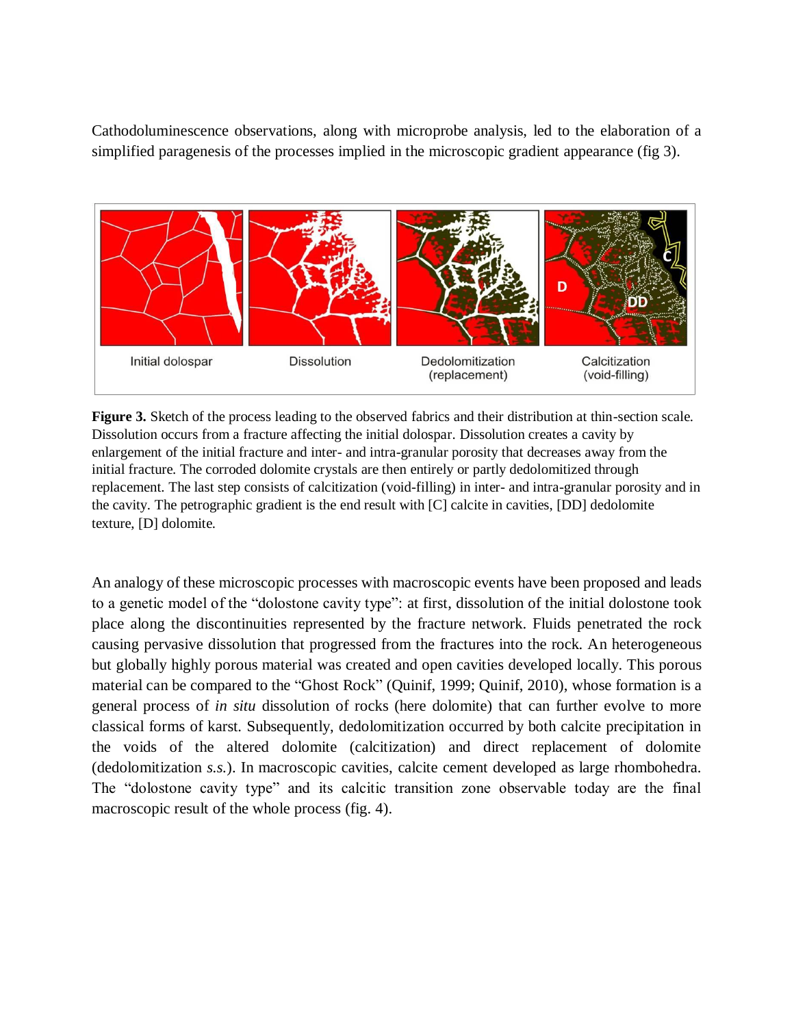Cathodoluminescence observations, along with microprobe analysis, led to the elaboration of a simplified paragenesis of the processes implied in the microscopic gradient appearance (fig 3).

**Figure 3.** Sketch of the process leading to the observed fabrics and their distribution at thin-section scale. Dissolution occurs from a fracture affecting the initial dolospar. Dissolution creates a cavity by enlargement of the initial fracture and inter- and intra-granular porosity that decreases away from the initial fracture. The corroded dolomite crystals are then entirely or partly dedolomitized through replacement. The last step consists of calcitization (void-filling) in inter- and intra-granular porosity and in the cavity. The petrographic gradient is the end result with [C] calcite in cavities, [DD] dedolomite texture, [D] dolomite.

An analogy of these microscopic processes with macroscopic events have been proposed and leads to a genetic model of the "dolostone cavity type": at first, dissolution of the initial dolostone took place along the discontinuities represented by the fracture network. Fluids penetrated the rock causing pervasive dissolution that progressed from the fractures into the rock. An heterogeneous but globally highly porous material was created and open cavities developed locally. This porous material can be compared to the "Ghost Rock" (Quinif, 1999; Quinif, 2010), whose formation is a general process of *in situ* dissolution of rocks (here dolomite) that can further evolve to more classical forms of karst. Subsequently, dedolomitization occurred by both calcite precipitation in the voids of the altered dolomite (calcitization) and direct replacement of dolomite (dedolomitization *s.s.*). In macroscopic cavities, calcite cement developed as large rhombohedra. The "dolostone cavity type" and its calcitic transition zone observable today are the final macroscopic result of the whole process (fig. 4).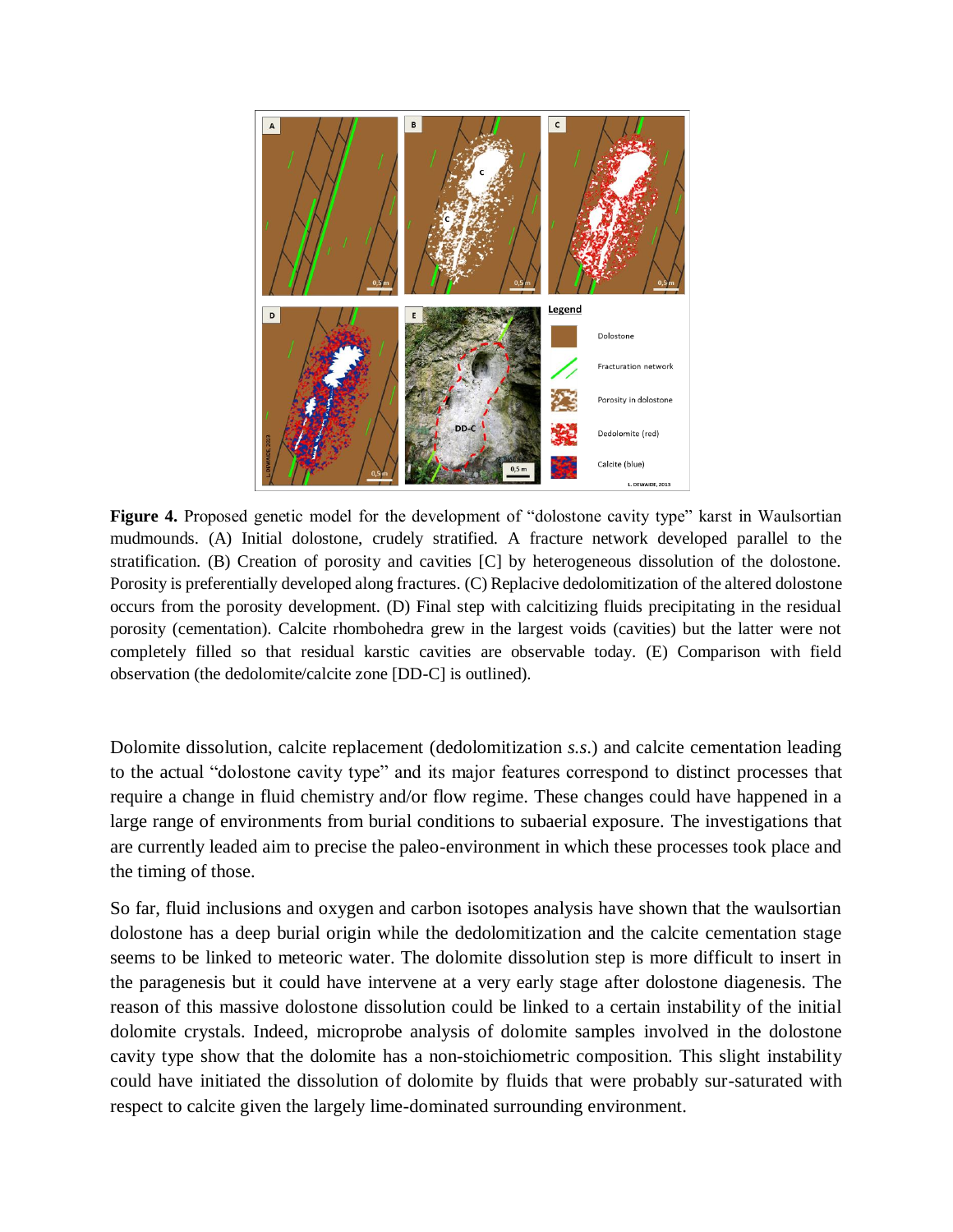**Figure 4.** Proposed genetic model for the development of "dolostone cavity type" karst in Waulsortian mudmounds. (A) Initial dolostone, crudely stratified. A fracture network developed parallel to the stratification. (B) Creation of porosity and cavities [C] by heterogeneous dissolution of the dolostone. Porosity is preferentially developed along fractures. (C) Replacive dedolomitization of the altered dolostone occurs from the porosity development. (D) Final step with calcitizing fluids precipitating in the residual porosity (cementation). Calcite rhombohedra grew in the largest voids (cavities) but the latter were not completely filled so that residual karstic cavities are observable today. (E) Comparison with field observation (the dedolomite/calcite zone [DD-C] is outlined).

Dolomite dissolution, calcite replacement (dedolomitization *s.s.*) and calcite cementation leading to the actual "dolostone cavity type" and its major features correspond to distinct processes that require a change in fluid chemistry and/or flow regime. These changes could have happened in a large range of environments from burial conditions to subaerial exposure. The investigations that are currently leaded aim to precise the paleo-environment in which these processes took place and the timing of those.

So far, fluid inclusions and oxygen and carbon isotopes analysis have shown that the waulsortian dolostone has a deep burial origin while the dedolomitization and the calcite cementation stage seems to be linked to meteoric water. The dolomite dissolution step is more difficult to insert in the paragenesis but it could have intervene at a very early stage after dolostone diagenesis. The reason of this massive dolostone dissolution could be linked to a certain instability of the initial dolomite crystals. Indeed, microprobe analysis of dolomite samples involved in the dolostone cavity type show that the dolomite has a non-stoichiometric composition. This slight instability could have initiated the dissolution of dolomite by fluids that were probably sur-saturated with respect to calcite given the largely lime-dominated surrounding environment.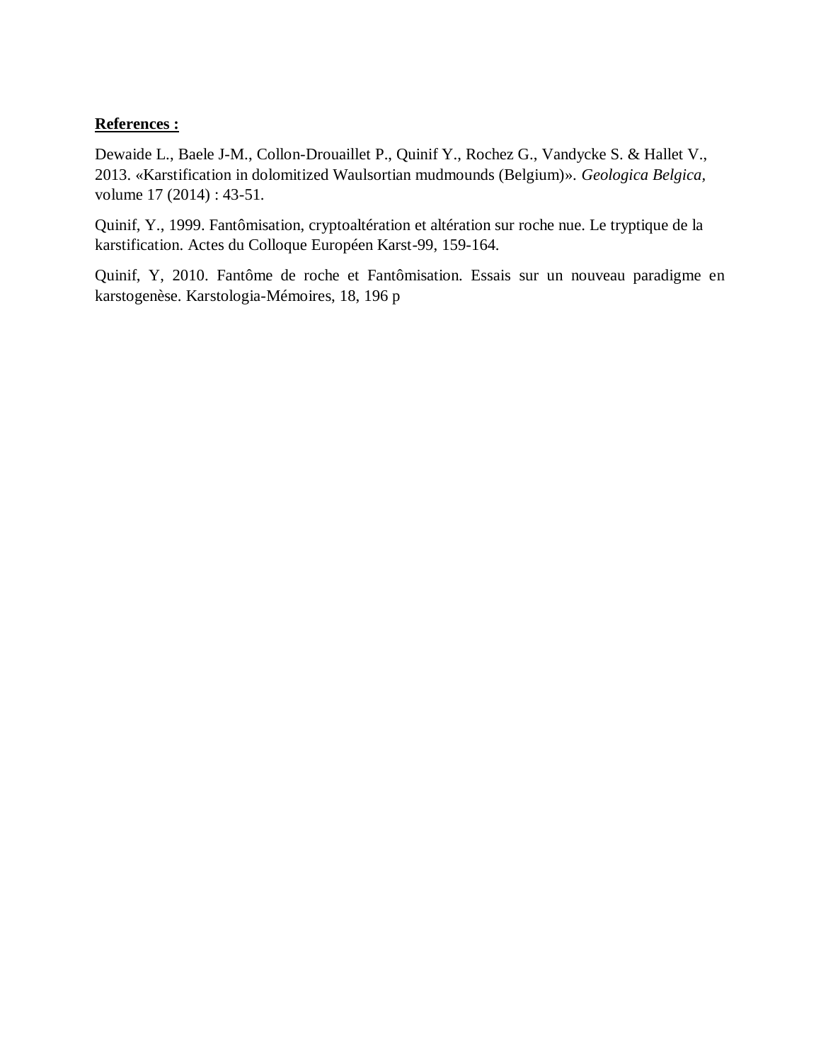**References :**

Dewaide L., Baele J-M., Collon-Drouaillet P., Quinif Y., Rochez G., Vandycke S. & Hallet V., 2013. «Karstification in dolomitized Waulsortian mudmounds (Belgium)». *Geologica Belgica*, volume 17 (2014) : 43-51.

Quinif, Y., 1999. Fantômisation, cryptoaltération et altération sur roche nue. Le tryptique de la karstification. Actes du Colloque Européen Karst-99, 159-164.

Quinif, Y, 2010. Fantôme de roche et Fantômisation. Essais sur un nouveau paradigme en karstogenèse. Karstologia-Mémoires, 18, 196 p